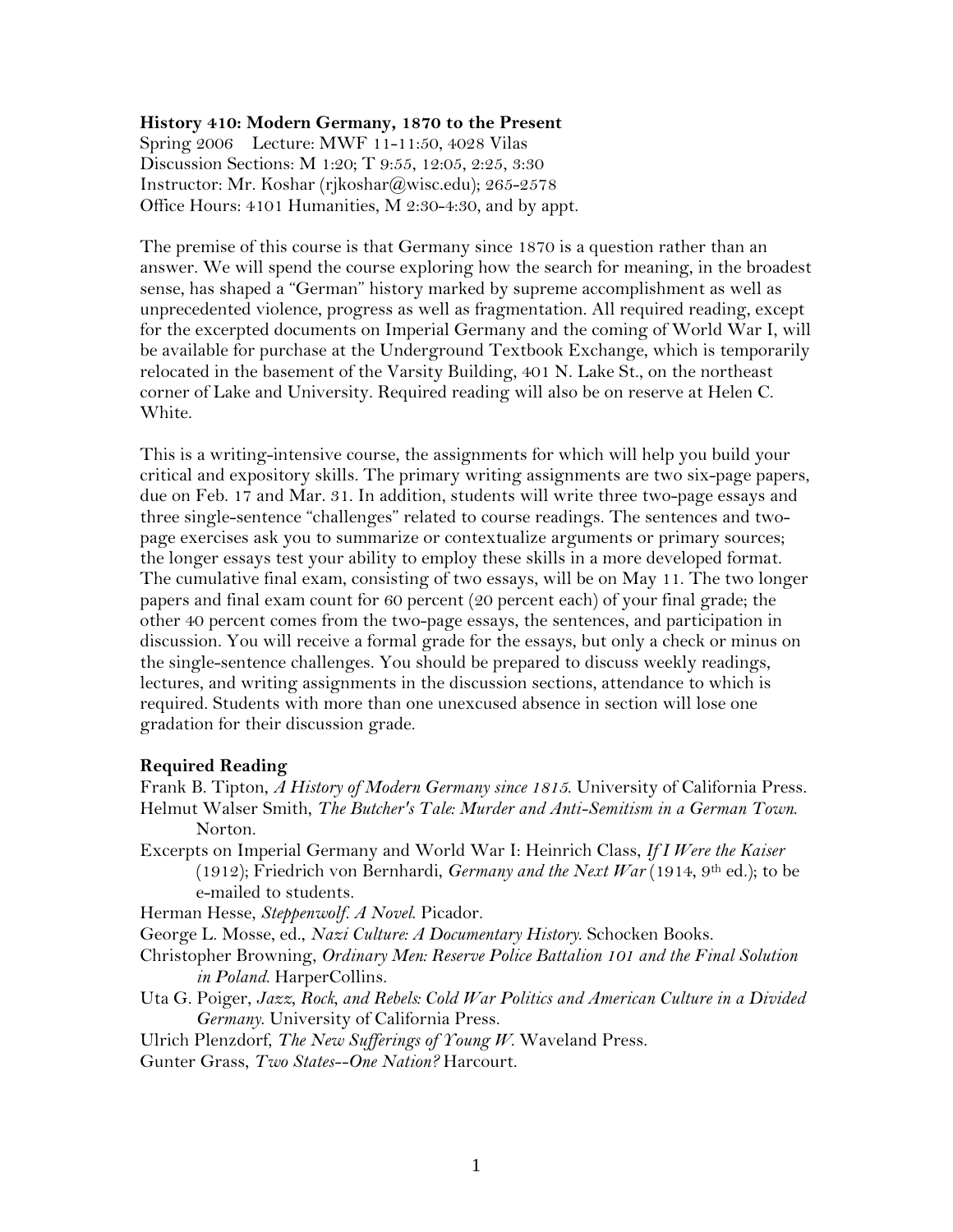**History 410: Modern Germany, 1870 to the Present**
Spring 2006 Lecture: MWF 11-11:50, 4028 Vilas
Discussion Sections: M 1:20; T 9:55, 12:05, 2:25, 3:30
Instructor: Mr. Koshar (rjkoshar@wisc.edu); 265-2578
Office Hours: 4101 Humanities, M 2:30-4:30, and by appt.

The premise of this course is that Germany since 1870 is a question rather than an answer. We will spend the course exploring how the search for meaning, in the broadest sense, has shaped a "German" history marked by supreme accomplishment as well as unprecedented violence, progress as well as fragmentation. All required reading, except for the excerpted documents on Imperial Germany and the coming of World War I, will be available for purchase at the Underground Textbook Exchange, which is temporarily relocated in the basement of the Varsity Building, 401 N. Lake St., on the northeast corner of Lake and University. Required reading will also be on reserve at Helen C. White.

This is a writing-intensive course, the assignments for which will help you build your critical and expository skills. The primary writing assignments are two six-page papers, due on Feb. 17 and Mar. 31. In addition, students will write three two-page essays and three single-sentence "challenges" related to course readings. The sentences and two-page exercises ask you to summarize or contextualize arguments or primary sources; the longer essays test your ability to employ these skills in a more developed format. The cumulative final exam, consisting of two essays, will be on May 11. The two longer papers and final exam count for 60 percent (20 percent each) of your final grade; the other 40 percent comes from the two-page essays, the sentences, and participation in discussion. You will receive a formal grade for the essays, but only a check or minus on the single-sentence challenges. You should be prepared to discuss weekly readings, lectures, and writing assignments in the discussion sections, attendance to which is required. Students with more than one unexcused absence in section will lose one gradation for their discussion grade.

**Required Reading**

Frank B. Tipton, *A History of Modern Germany since 1815*. University of California Press.

Helmut Walser Smith, *The Butcher's Tale: Murder and Anti-Semitism in a German Town*. Norton.

Excerpts on Imperial Germany and World War I: Heinrich Class, *If I Were the Kaiser* (1912); Friedrich von Bernhardi, *Germany and the Next War* (1914, 9th ed.); to be e-mailed to students.

Herman Hesse, *Steppenwolf. A Novel*. Picador.

George L. Mosse, ed., *Nazi Culture: A Documentary History*. Schocken Books.

Christopher Browning, *Ordinary Men: Reserve Police Battalion 101 and the Final Solution in Poland*. HarperCollins.

Uta G. Poiger, *Jazz, Rock, and Rebels: Cold War Politics and American Culture in a Divided Germany*. University of California Press.

Ulrich Plenzdorf, *The New Sufferings of Young W.* Waveland Press.

Gunter Grass, *Two States--One Nation?* Harcourt.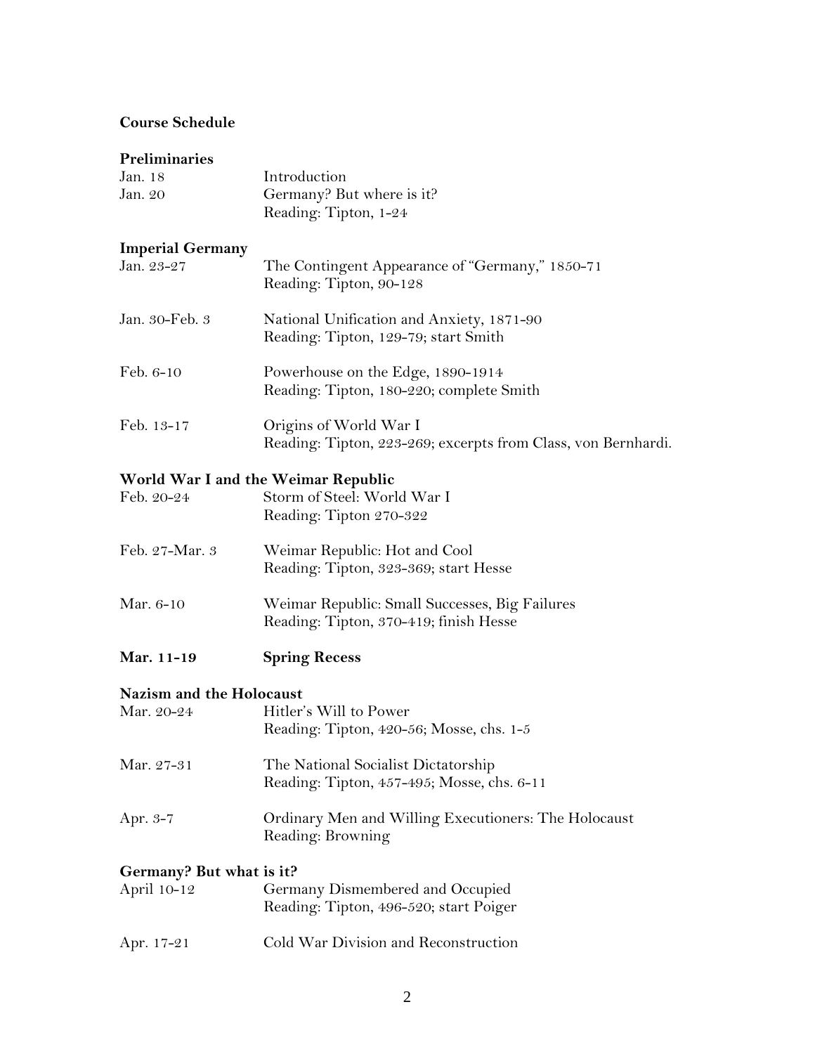## Course Schedule

### Preliminaries

| | |
|---|---|
| Jan. 18 | Introduction |
| Jan. 20 | Germany? But where is it?<br>Reading: Tipton, 1-24 |

### Imperial Germany

| | |
|---|---|
| Jan. 23-27 | The Contingent Appearance of "Germany," 1850-71<br>Reading: Tipton, 90-128 |
| Jan. 30-Feb. 3 | National Unification and Anxiety, 1871-90<br>Reading: Tipton, 129-79; start Smith |
| Feb. 6-10 | Powerhouse on the Edge, 1890-1914<br>Reading: Tipton, 180-220; complete Smith |
| Feb. 13-17 | Origins of World War I<br>Reading: Tipton, 223-269; excerpts from Class, von Bernhardi. |

### World War I and the Weimar Republic

| | |
|---|---|
| Feb. 20-24 | Storm of Steel: World War I<br>Reading: Tipton 270-322 |
| Feb. 27-Mar. 3 | Weimar Republic: Hot and Cool<br>Reading: Tipton, 323-369; start Hesse |
| Mar. 6-10 | Weimar Republic: Small Successes, Big Failures<br>Reading: Tipton, 370-419; finish Hesse |

**Mar. 11-19 Spring Recess**

### Nazism and the Holocaust

| | |
|---|---|
| Mar. 20-24 | Hitler's Will to Power<br>Reading: Tipton, 420-56; Mosse, chs. 1-5 |
| Mar. 27-31 | The National Socialist Dictatorship<br>Reading: Tipton, 457-495; Mosse, chs. 6-11 |
| Apr. 3-7 | Ordinary Men and Willing Executioners: The Holocaust<br>Reading: Browning |

### Germany? But what is it?

| | |
|---|---|
| April 10-12 | Germany Dismembered and Occupied<br>Reading: Tipton, 496-520; start Poiger |
| Apr. 17-21 | Cold War Division and Reconstruction |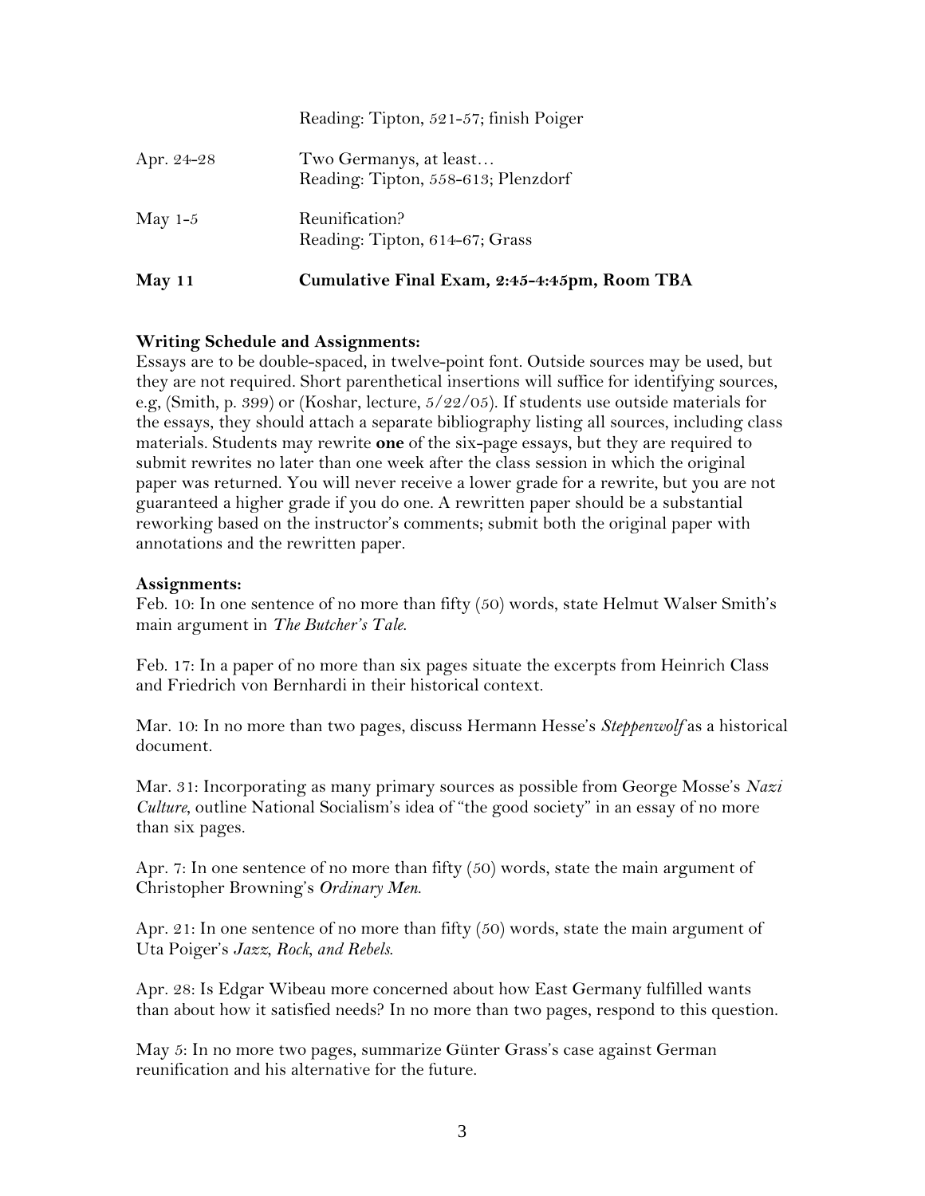| | |
|---|---|
| | Reading: Tipton, 521-57; finish Poiger |
| Apr. 24-28 | Two Germanys, at least…<br>Reading: Tipton, 558-613; Plenzdorf |
| May 1-5 | Reunification?<br>Reading: Tipton, 614-67; Grass |
| **May 11** | **Cumulative Final Exam, 2:45-4:45pm, Room TBA** |

**Writing Schedule and Assignments:**

Essays are to be double-spaced, in twelve-point font. Outside sources may be used, but they are not required. Short parenthetical insertions will suffice for identifying sources, e.g, (Smith, p. 399) or (Koshar, lecture, 5/22/05). If students use outside materials for the essays, they should attach a separate bibliography listing all sources, including class materials. Students may rewrite **one** of the six-page essays, but they are required to submit rewrites no later than one week after the class session in which the original paper was returned. You will never receive a lower grade for a rewrite, but you are not guaranteed a higher grade if you do one. A rewritten paper should be a substantial reworking based on the instructor's comments; submit both the original paper with annotations and the rewritten paper.

**Assignments:**

Feb. 10: In one sentence of no more than fifty (50) words, state Helmut Walser Smith's main argument in *The Butcher's Tale*.

Feb. 17: In a paper of no more than six pages situate the excerpts from Heinrich Class and Friedrich von Bernhardi in their historical context.

Mar. 10: In no more than two pages, discuss Hermann Hesse's *Steppenwolf* as a historical document.

Mar. 31: Incorporating as many primary sources as possible from George Mosse's *Nazi Culture*, outline National Socialism's idea of "the good society" in an essay of no more than six pages.

Apr. 7: In one sentence of no more than fifty (50) words, state the main argument of Christopher Browning's *Ordinary Men.*

Apr. 21: In one sentence of no more than fifty (50) words, state the main argument of Uta Poiger's *Jazz, Rock, and Rebels.*

Apr. 28: Is Edgar Wibeau more concerned about how East Germany fulfilled wants than about how it satisfied needs? In no more than two pages, respond to this question.

May 5: In no more two pages, summarize Günter Grass's case against German reunification and his alternative for the future.